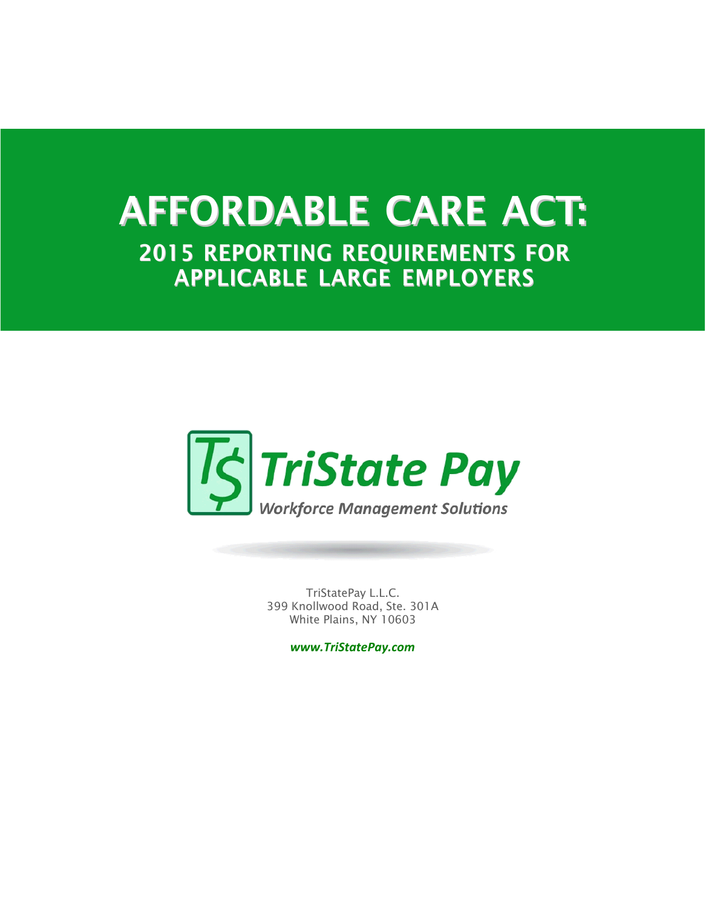# AFFORDABLE CARE ACT:

## 2015 REPORTING REQUIREMENTS FOR APPLICABLE LARGE EMPLOYERS

**TriState Pay**

*Workforce Management Solutions*

TriStatePay L.L.C.
399 Knollwood Road, Ste. 301A
White Plains, NY 10603

***www.TriStatePay.com***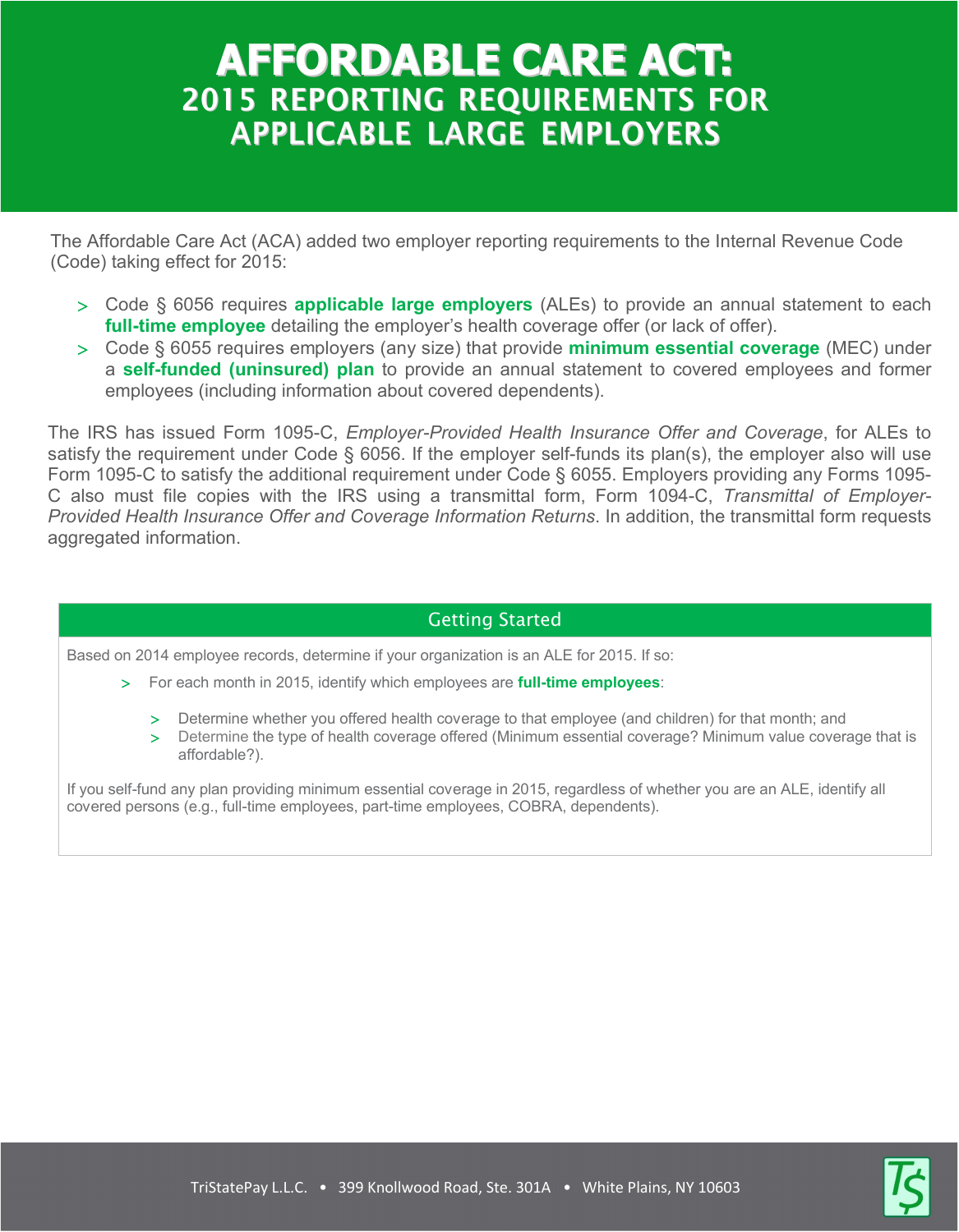# AFFORDABLE CARE ACT:
## 2015 REPORTING REQUIREMENTS FOR APPLICABLE LARGE EMPLOYERS

The Affordable Care Act (ACA) added two employer reporting requirements to the Internal Revenue Code (Code) taking effect for 2015:

- Code § 6056 requires **applicable large employers** (ALEs) to provide an annual statement to each **full-time employee** detailing the employer's health coverage offer (or lack of offer).
- Code § 6055 requires employers (any size) that provide **minimum essential coverage** (MEC) under a **self-funded (uninsured) plan** to provide an annual statement to covered employees and former employees (including information about covered dependents).

The IRS has issued Form 1095-C, *Employer-Provided Health Insurance Offer and Coverage*, for ALEs to satisfy the requirement under Code § 6056. If the employer self-funds its plan(s), the employer also will use Form 1095-C to satisfy the additional requirement under Code § 6055. Employers providing any Forms 1095-C also must file copies with the IRS using a transmittal form, Form 1094-C, *Transmittal of Employer-Provided Health Insurance Offer and Coverage Information Returns*. In addition, the transmittal form requests aggregated information.

### Getting Started

Based on 2014 employee records, determine if your organization is an ALE for 2015. If so:

- For each month in 2015, identify which employees are **full-time employees**:
  - Determine whether you offered health coverage to that employee (and children) for that month; and
  - Determine the type of health coverage offered (Minimum essential coverage? Minimum value coverage that is affordable?).

If you self-fund any plan providing minimum essential coverage in 2015, regardless of whether you are an ALE, identify all covered persons (e.g., full-time employees, part-time employees, COBRA, dependents).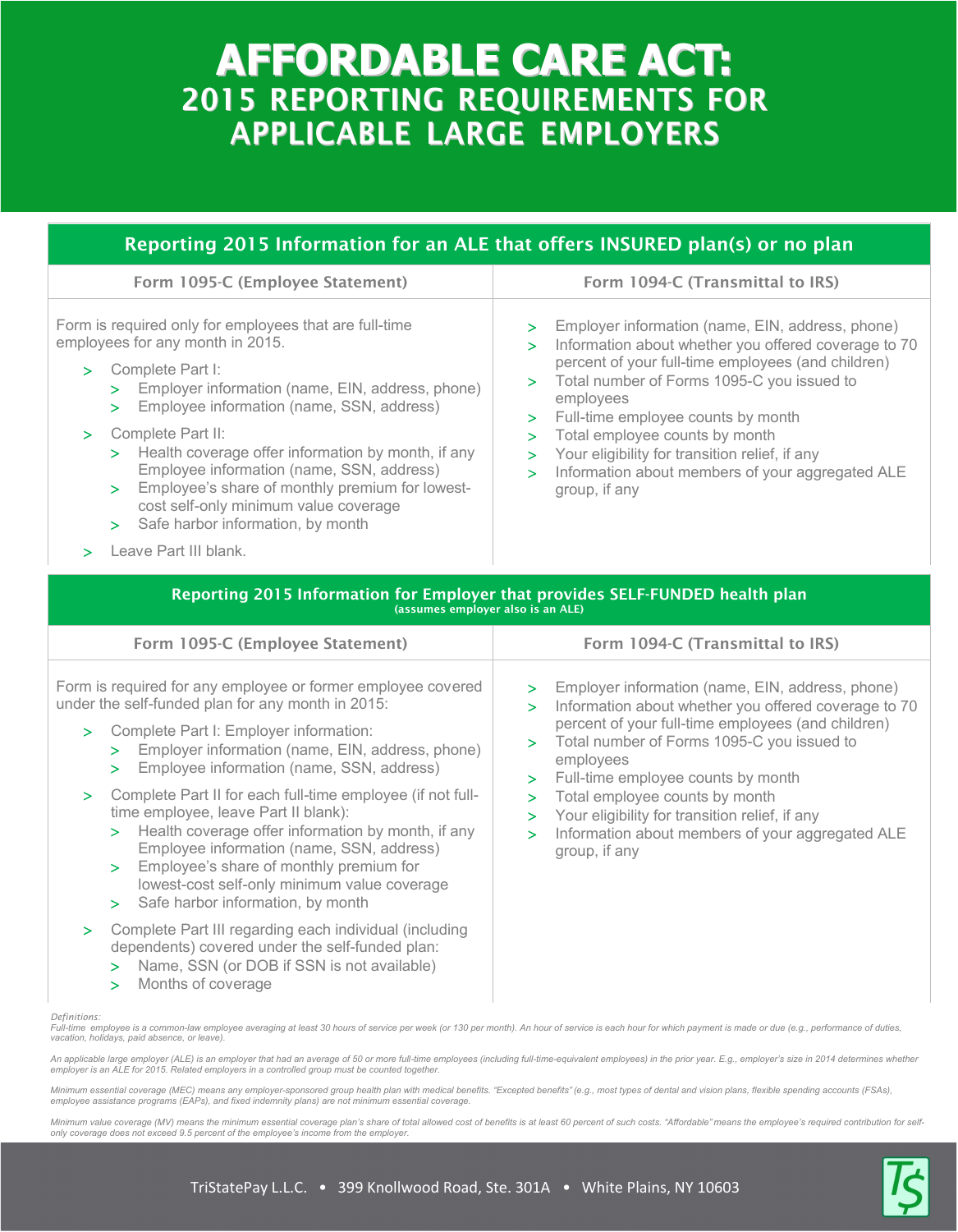# AFFORDABLE CARE ACT:
## 2015 REPORTING REQUIREMENTS FOR APPLICABLE LARGE EMPLOYERS

### Reporting 2015 Information for an ALE that offers INSURED plan(s) or no plan

#### Form 1095-C (Employee Statement)

Form is required only for employees that are full-time employees for any month in 2015.

- Complete Part I:
  - Employer information (name, EIN, address, phone)
  - Employee information (name, SSN, address)
- Complete Part II:
  - Health coverage offer information by month, if any Employee information (name, SSN, address)
  - Employee's share of monthly premium for lowest-cost self-only minimum value coverage
  - Safe harbor information, by month
- Leave Part III blank.

#### Form 1094-C (Transmittal to IRS)

- Employer information (name, EIN, address, phone)
- Information about whether you offered coverage to 70 percent of your full-time employees (and children)
- Total number of Forms 1095-C you issued to employees
- Full-time employee counts by month
- Total employee counts by month
- Your eligibility for transition relief, if any
- Information about members of your aggregated ALE group, if any

### Reporting 2015 Information for Employer that provides SELF-FUNDED health plan
(assumes employer also is an ALE)

#### Form 1095-C (Employee Statement)

Form is required for any employee or former employee covered under the self-funded plan for any month in 2015:

- Complete Part I: Employer information:
  - Employer information (name, EIN, address, phone)
  - Employee information (name, SSN, address)
- Complete Part II for each full-time employee (if not full-time employee, leave Part II blank):
  - Health coverage offer information by month, if any Employee information (name, SSN, address)
  - Employee's share of monthly premium for lowest-cost self-only minimum value coverage
  - Safe harbor information, by month
- Complete Part III regarding each individual (including dependents) covered under the self-funded plan:
  - Name, SSN (or DOB if SSN is not available)
  - Months of coverage

#### Form 1094-C (Transmittal to IRS)

- Employer information (name, EIN, address, phone)
- Information about whether you offered coverage to 70 percent of your full-time employees (and children)
- Total number of Forms 1095-C you issued to employees
- Full-time employee counts by month
- Total employee counts by month
- Your eligibility for transition relief, if any
- Information about members of your aggregated ALE group, if any

*Definitions:*

*Full-time employee is a common-law employee averaging at least 30 hours of service per week (or 130 per month). An hour of service is each hour for which payment is made or due (e.g., performance of duties, vacation, holidays, paid absence, or leave).*

*An applicable large employer (ALE) is an employer that had an average of 50 or more full-time employees (including full-time-equivalent employees) in the prior year. E.g., employer's size in 2014 determines whether employer is an ALE for 2015. Related employers in a controlled group must be counted together.*

*Minimum essential coverage (MEC) means any employer-sponsored group health plan with medical benefits. "Excepted benefits" (e.g., most types of dental and vision plans, flexible spending accounts (FSAs), employee assistance programs (EAPs), and fixed indemnity plans) are not minimum essential coverage.*

*Minimum value coverage (MV) means the minimum essential coverage plan's share of total allowed cost of benefits is at least 60 percent of such costs. "Affordable" means the employee's required contribution for self-only coverage does not exceed 9.5 percent of the employee's income from the employer.*

TriStatePay L.L.C. • 399 Knollwood Road, Ste. 301A • White Plains, NY 10603